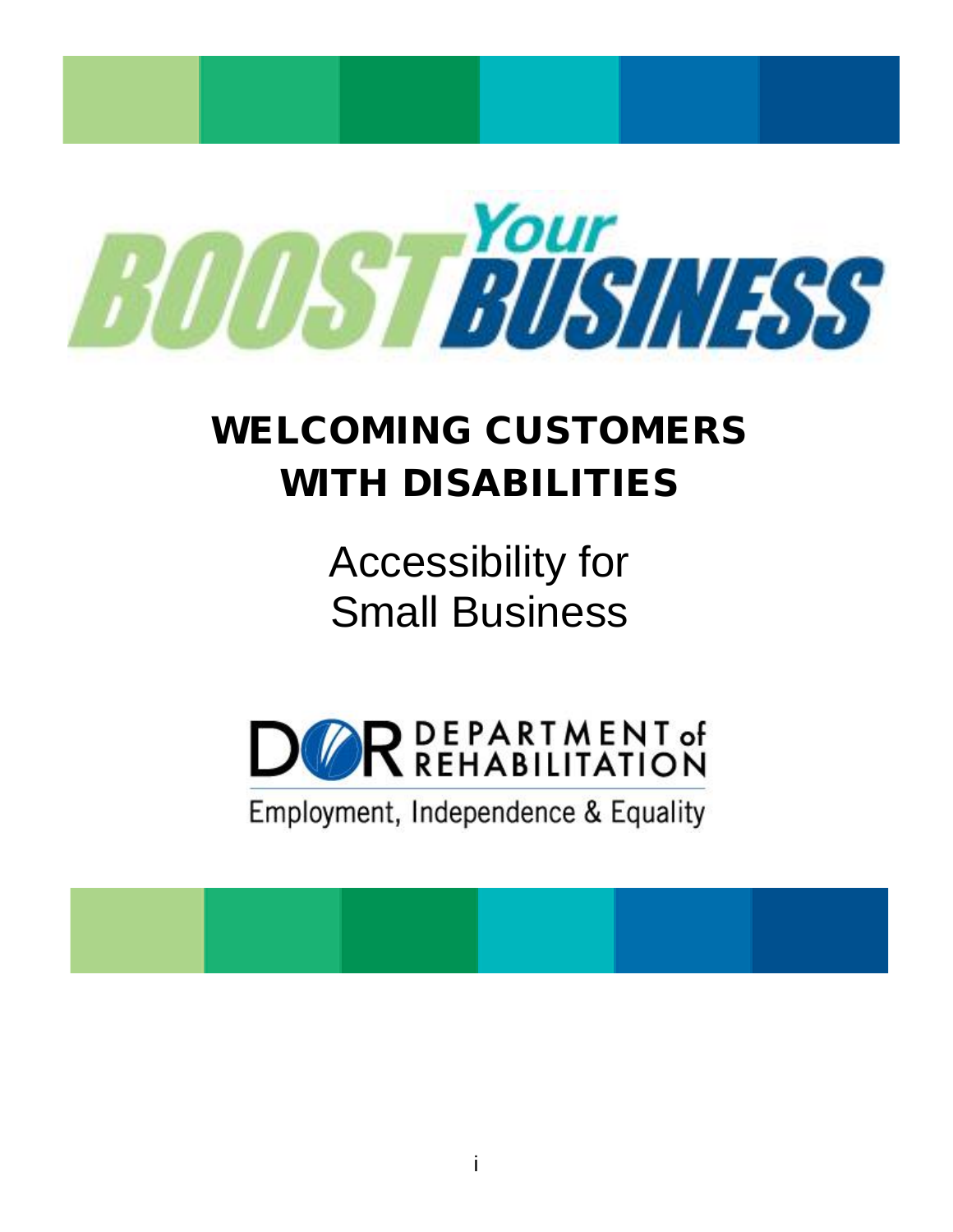# BOOST *Your* BUSINESS

## WELCOMING CUSTOMERS WITH DISABILITIES

Accessibility for Small Business

DOR DEPARTMENT of REHABILITATION

Employment, Independence & Equality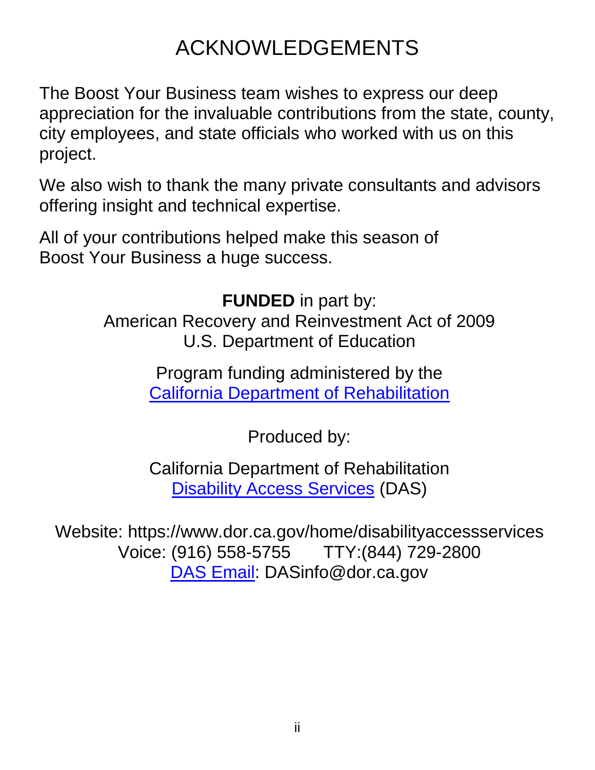# ACKNOWLEDGEMENTS

The Boost Your Business team wishes to express our deep appreciation for the invaluable contributions from the state, county, city employees, and state officials who worked with us on this project.

We also wish to thank the many private consultants and advisors offering insight and technical expertise.

All of your contributions helped make this season of Boost Your Business a huge success.

**FUNDED** in part by:
American Recovery and Reinvestment Act of 2009
U.S. Department of Education

Program funding administered by the
California Department of Rehabilitation

Produced by:

California Department of Rehabilitation
Disability Access Services (DAS)

Website: https://www.dor.ca.gov/home/disabilityaccessservices
Voice: (916) 558-5755 TTY:(844) 729-2800
DAS Email: DASinfo@dor.ca.gov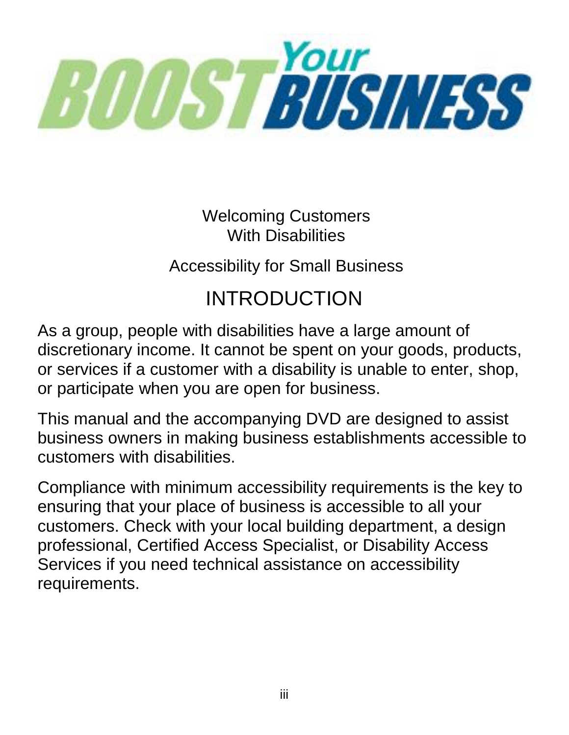# BOOST Your BUSINESS

Welcoming Customers
With Disabilities

Accessibility for Small Business

## INTRODUCTION

As a group, people with disabilities have a large amount of discretionary income. It cannot be spent on your goods, products, or services if a customer with a disability is unable to enter, shop, or participate when you are open for business.

This manual and the accompanying DVD are designed to assist business owners in making business establishments accessible to customers with disabilities.

Compliance with minimum accessibility requirements is the key to ensuring that your place of business is accessible to all your customers. Check with your local building department, a design professional, Certified Access Specialist, or Disability Access Services if you need technical assistance on accessibility requirements.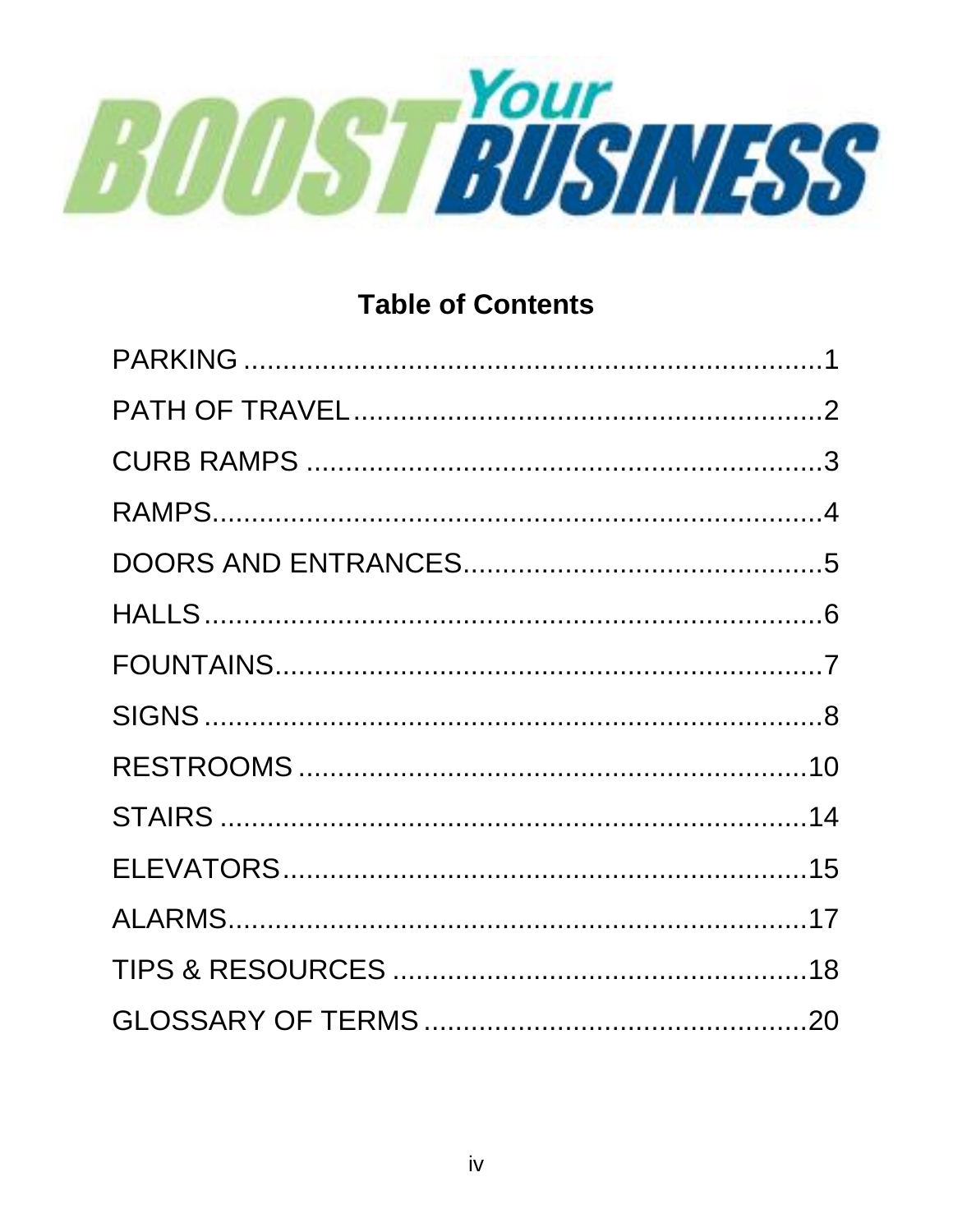**BOOST Your BUSINESS**

## Table of Contents

PARKING ........................................................ 1
PATH OF TRAVEL ........................................................ 2
CURB RAMPS ........................................................ 3
RAMPS ........................................................ 4
DOORS AND ENTRANCES ........................................................ 5
HALLS ........................................................ 6
FOUNTAINS ........................................................ 7
SIGNS ........................................................ 8
RESTROOMS ........................................................ 10
STAIRS ........................................................ 14
ELEVATORS ........................................................ 15
ALARMS ........................................................ 17
TIPS & RESOURCES ........................................................ 18
GLOSSARY OF TERMS ........................................................ 20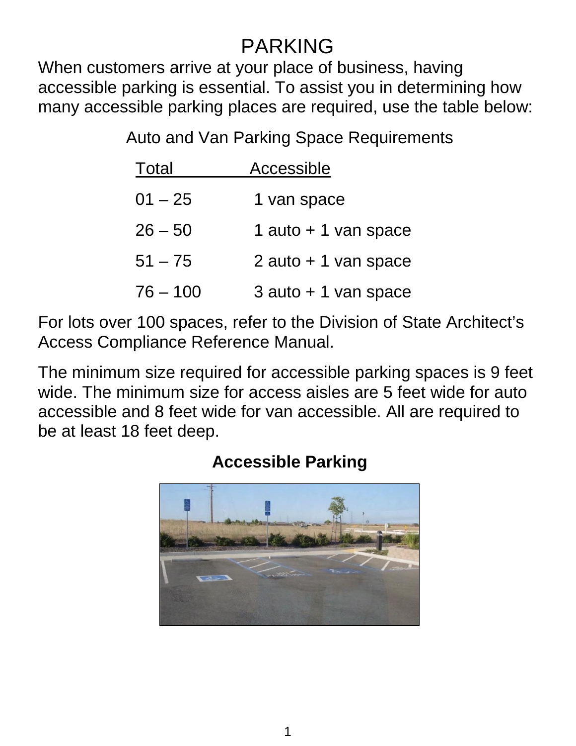# PARKING

When customers arrive at your place of business, having accessible parking is essential. To assist you in determining how many accessible parking places are required, use the table below:

Auto and Van Parking Space Requirements

| Total | Accessible |
|---|---|
| 01 – 25 | 1 van space |
| 26 – 50 | 1 auto + 1 van space |
| 51 – 75 | 2 auto + 1 van space |
| 76 – 100 | 3 auto + 1 van space |

For lots over 100 spaces, refer to the Division of State Architect's Access Compliance Reference Manual.

The minimum size required for accessible parking spaces is 9 feet wide. The minimum size for access aisles are 5 feet wide for auto accessible and 8 feet wide for van accessible. All are required to be at least 18 feet deep.

**Accessible Parking**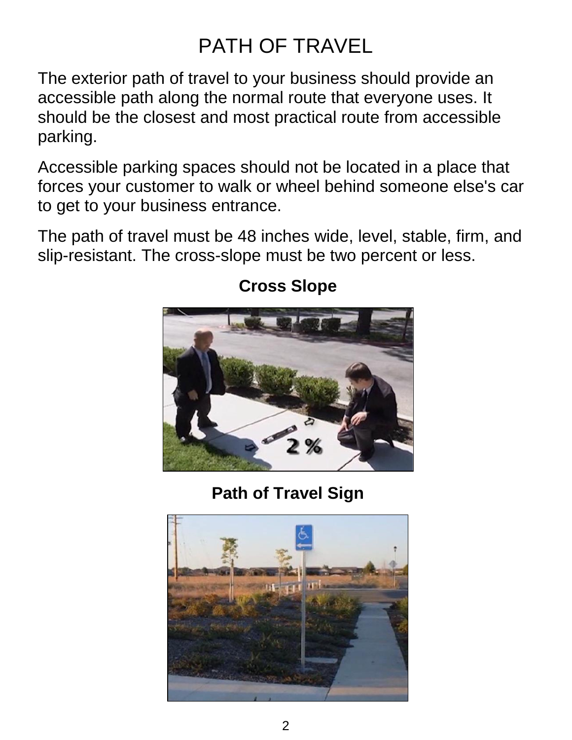# PATH OF TRAVEL

The exterior path of travel to your business should provide an accessible path along the normal route that everyone uses. It should be the closest and most practical route from accessible parking.

Accessible parking spaces should not be located in a place that forces your customer to walk or wheel behind someone else's car to get to your business entrance.

The path of travel must be 48 inches wide, level, stable, firm, and slip-resistant. The cross-slope must be two percent or less.

**Cross Slope**

**Path of Travel Sign**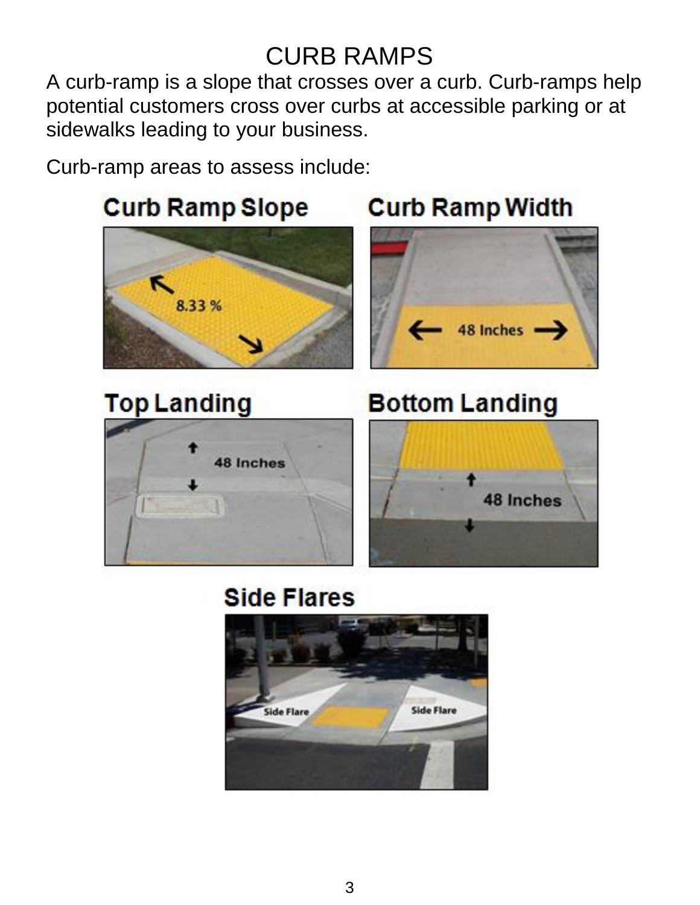# CURB RAMPS

A curb-ramp is a slope that crosses over a curb. Curb-ramps help potential customers cross over curbs at accessible parking or at sidewalks leading to your business.

Curb-ramp areas to assess include:

**Curb Ramp Slope**

8.33 %

**Curb Ramp Width**

48 Inches

**Top Landing**

48 Inches

**Bottom Landing**

48 Inches

**Side Flares**

Side Flare

Side Flare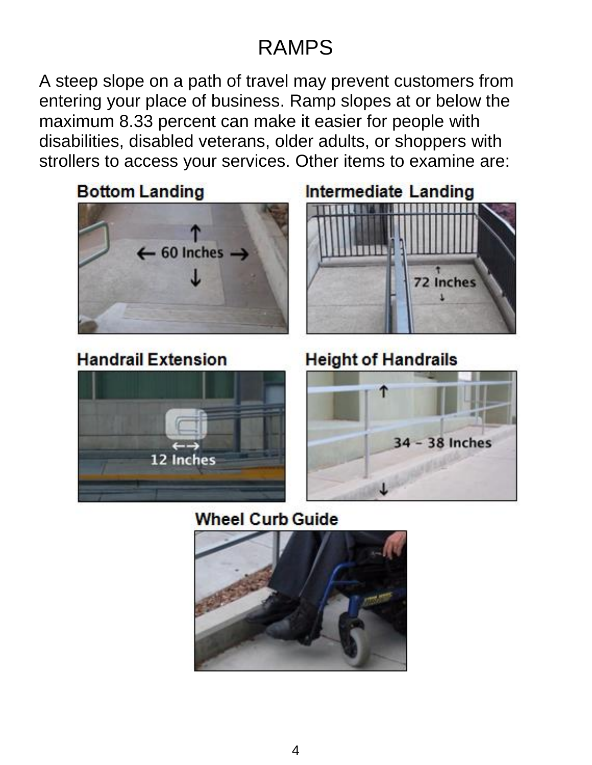# RAMPS

A steep slope on a path of travel may prevent customers from entering your place of business. Ramp slopes at or below the maximum 8.33 percent can make it easier for people with disabilities, disabled veterans, older adults, or shoppers with strollers to access your services. Other items to examine are:

**Bottom Landing**

60 Inches

**Intermediate Landing**

72 Inches

**Handrail Extension**

12 Inches

**Height of Handrails**

34 – 38 Inches

**Wheel Curb Guide**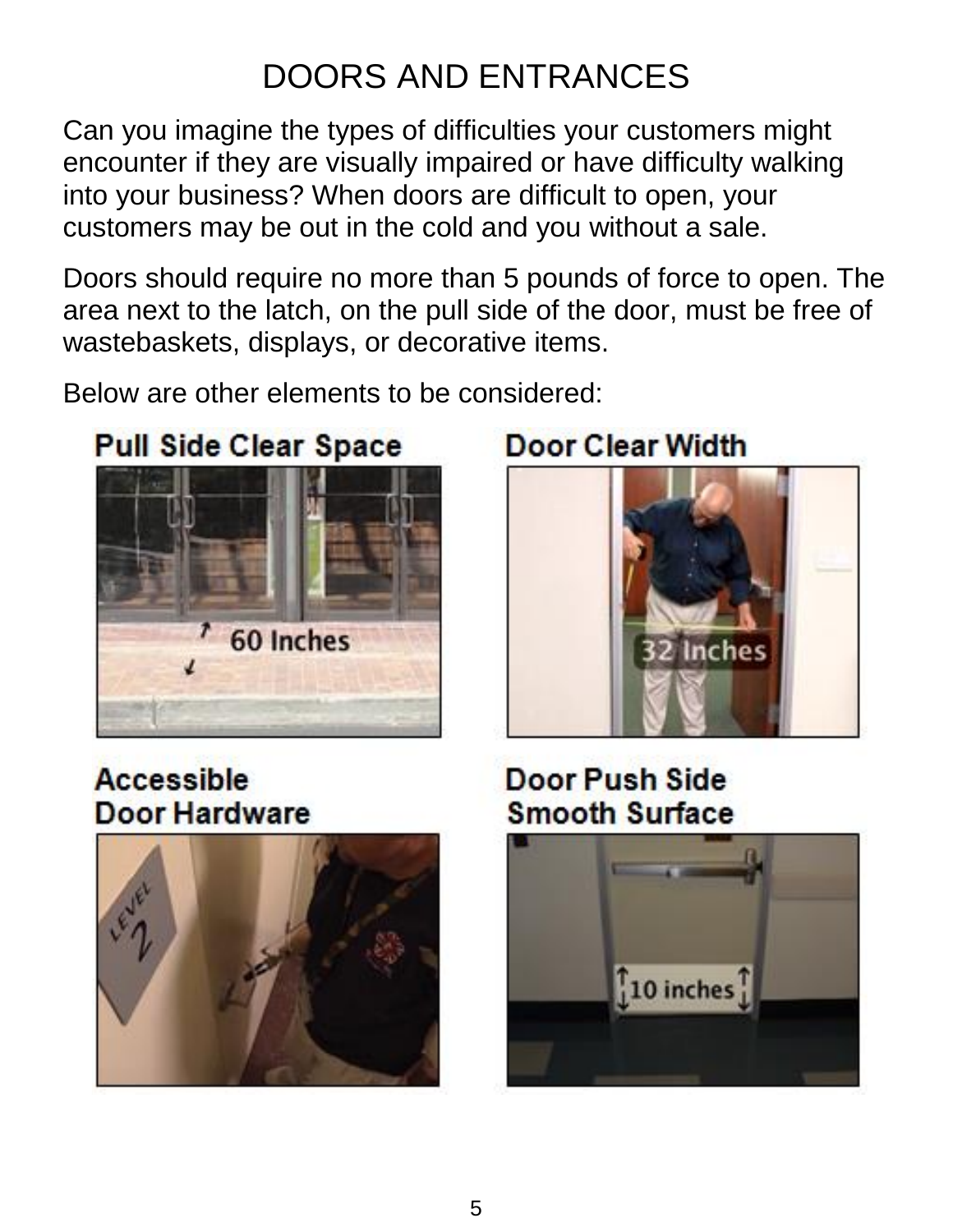# DOORS AND ENTRANCES

Can you imagine the types of difficulties your customers might encounter if they are visually impaired or have difficulty walking into your business? When doors are difficult to open, your customers may be out in the cold and you without a sale.

Doors should require no more than 5 pounds of force to open. The area next to the latch, on the pull side of the door, must be free of wastebaskets, displays, or decorative items.

Below are other elements to be considered:

**Pull Side Clear Space**

60 Inches

**Door Clear Width**

32 Inches

**Accessible Door Hardware**

**Door Push Side Smooth Surface**

10 inches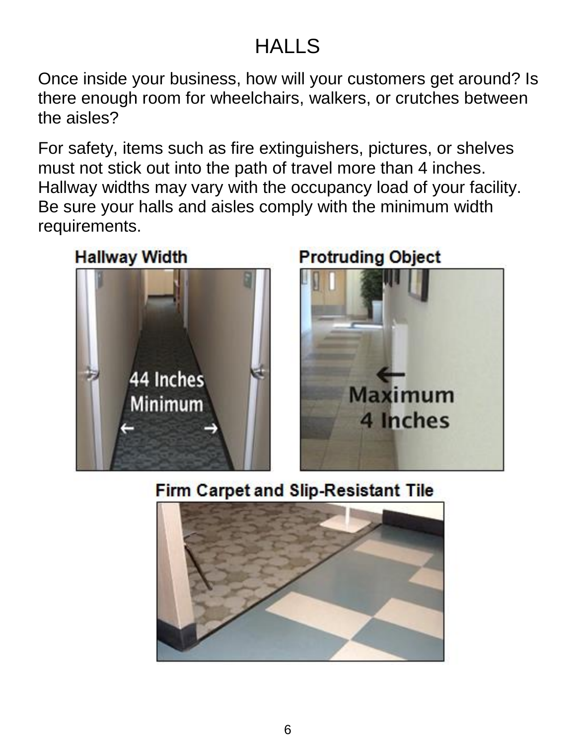# HALLS

Once inside your business, how will your customers get around? Is there enough room for wheelchairs, walkers, or crutches between the aisles?

For safety, items such as fire extinguishers, pictures, or shelves must not stick out into the path of travel more than 4 inches. Hallway widths may vary with the occupancy load of your facility. Be sure your halls and aisles comply with the minimum width requirements.

**Hallway Width**

44 Inches Minimum

**Protruding Object**

Maximum 4 Inches

**Firm Carpet and Slip-Resistant Tile**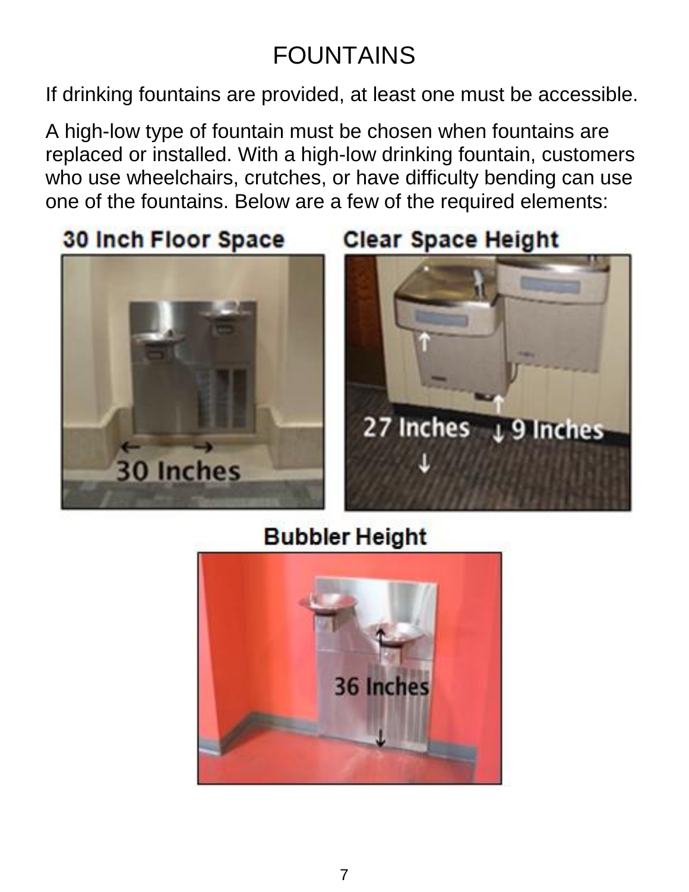# FOUNTAINS

If drinking fountains are provided, at least one must be accessible.

A high-low type of fountain must be chosen when fountains are replaced or installed. With a high-low drinking fountain, customers who use wheelchairs, crutches, or have difficulty bending can use one of the fountains. Below are a few of the required elements:

**30 Inch Floor Space**

30 Inches

**Clear Space Height**

27 Inches

9 Inches

**Bubbler Height**

36 Inches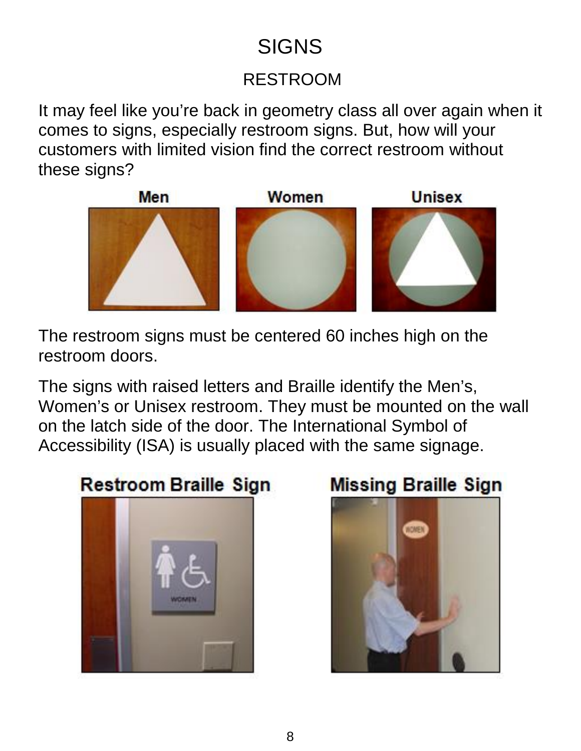# SIGNS

## RESTROOM

It may feel like you're back in geometry class all over again when it comes to signs, especially restroom signs. But, how will your customers with limited vision find the correct restroom without these signs?

Men Women Unisex

The restroom signs must be centered 60 inches high on the restroom doors.

The signs with raised letters and Braille identify the Men's, Women's or Unisex restroom. They must be mounted on the wall on the latch side of the door. The International Symbol of Accessibility (ISA) is usually placed with the same signage.

Restroom Braille Sign Missing Braille Sign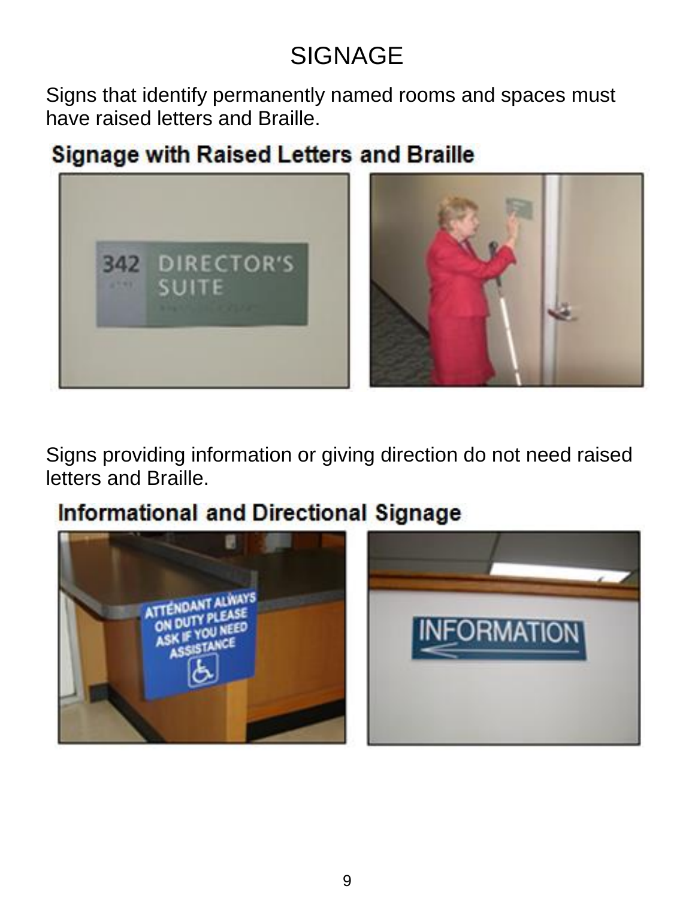# SIGNAGE

Signs that identify permanently named rooms and spaces must have raised letters and Braille.

**Signage with Raised Letters and Braille**

Signs providing information or giving direction do not need raised letters and Braille.

**Informational and Directional Signage**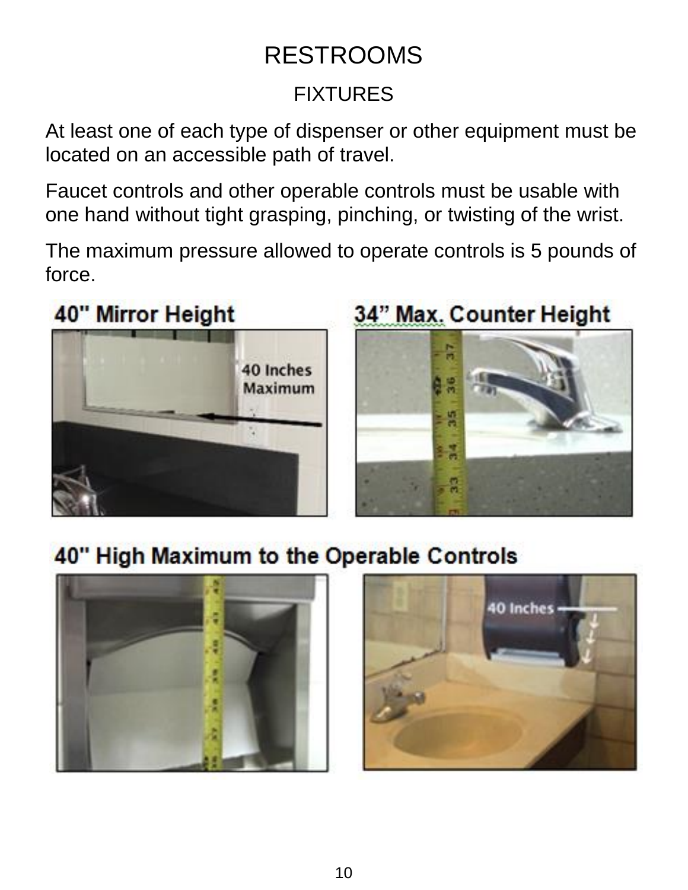# RESTROOMS

## FIXTURES

At least one of each type of dispenser or other equipment must be located on an accessible path of travel.

Faucet controls and other operable controls must be usable with one hand without tight grasping, pinching, or twisting of the wrist.

The maximum pressure allowed to operate controls is 5 pounds of force.

**40" Mirror Height**

**34" Max. Counter Height**

**40" High Maximum to the Operable Controls**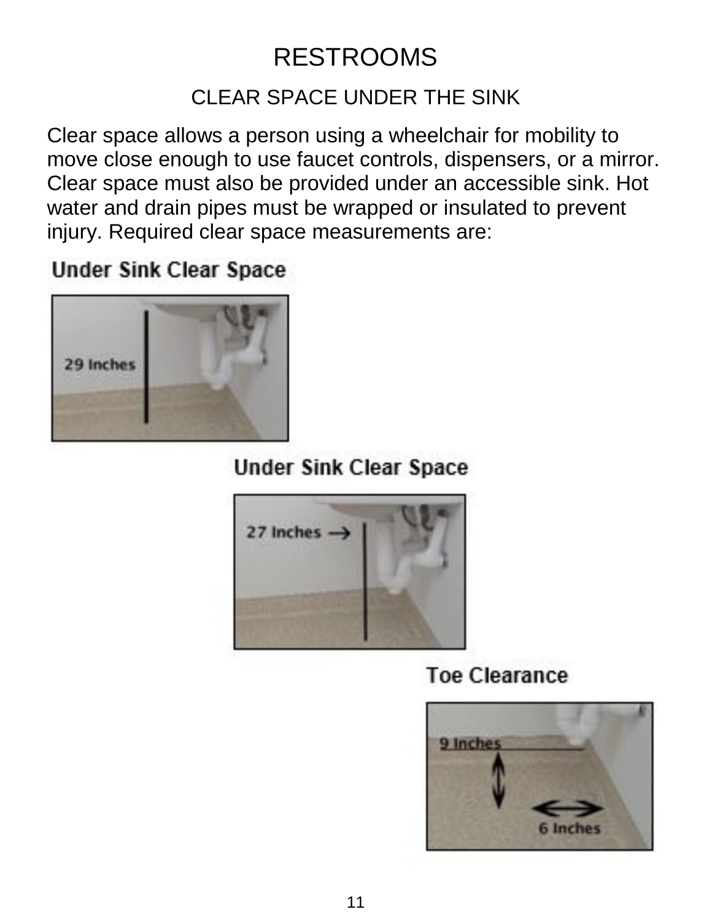# RESTROOMS

## CLEAR SPACE UNDER THE SINK

Clear space allows a person using a wheelchair for mobility to move close enough to use faucet controls, dispensers, or a mirror. Clear space must also be provided under an accessible sink. Hot water and drain pipes must be wrapped or insulated to prevent injury. Required clear space measurements are:

**Under Sink Clear Space**

29 Inches

**Under Sink Clear Space**

27 Inches →

**Toe Clearance**

9 Inches

6 Inches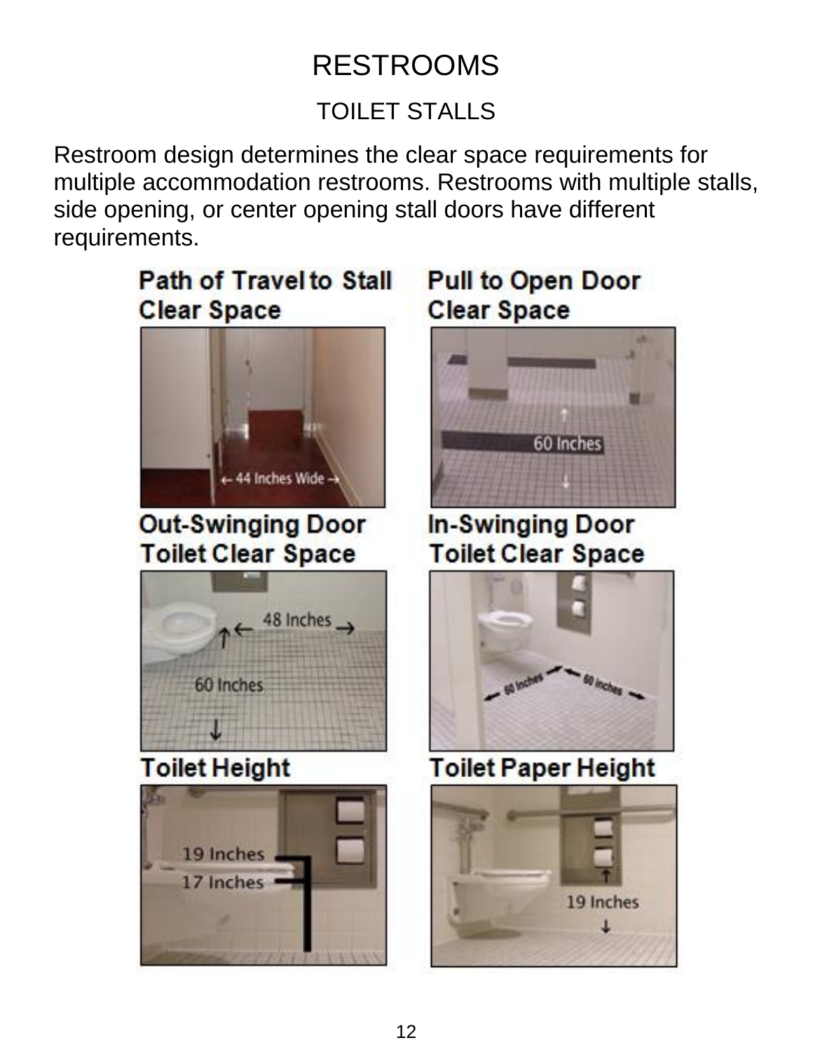# RESTROOMS

## TOILET STALLS

Restroom design determines the clear space requirements for multiple accommodation restrooms. Restrooms with multiple stalls, side opening, or center opening stall doors have different requirements.

**Path of Travel to Stall Clear Space**

← 44 Inches Wide →

**Pull to Open Door Clear Space**

60 Inches

**Out-Swinging Door Toilet Clear Space**

48 Inches

60 Inches

**In-Swinging Door Toilet Clear Space**

60 Inches

60 Inches

**Toilet Height**

19 Inches

17 Inches

**Toilet Paper Height**

19 Inches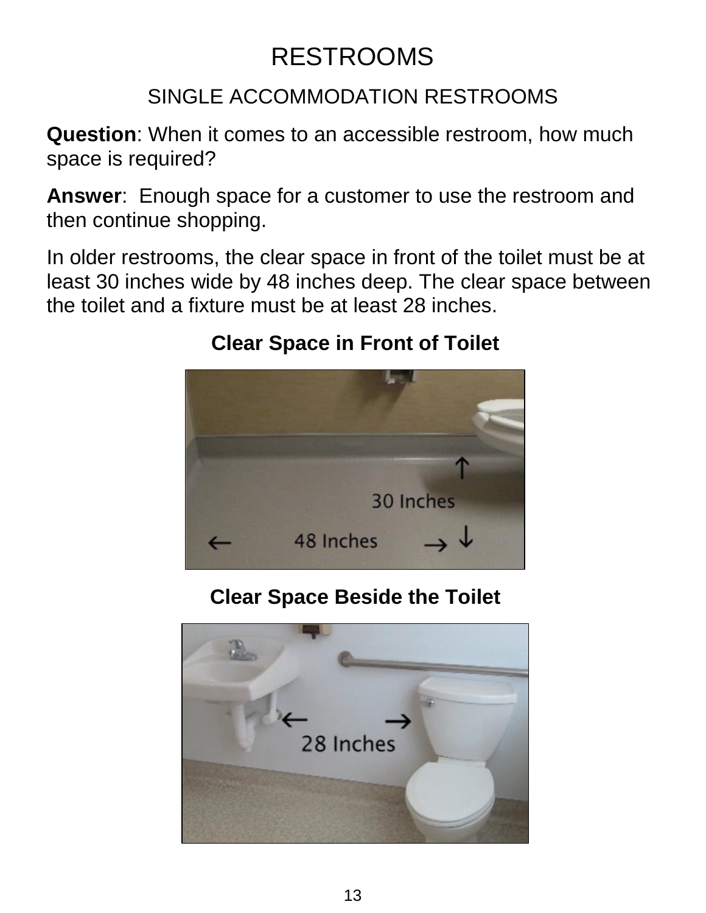# RESTROOMS

## SINGLE ACCOMMODATION RESTROOMS

**Question**: When it comes to an accessible restroom, how much space is required?

**Answer**: Enough space for a customer to use the restroom and then continue shopping.

In older restrooms, the clear space in front of the toilet must be at least 30 inches wide by 48 inches deep. The clear space between the toilet and a fixture must be at least 28 inches.

**Clear Space in Front of Toilet**

**Clear Space Beside the Toilet**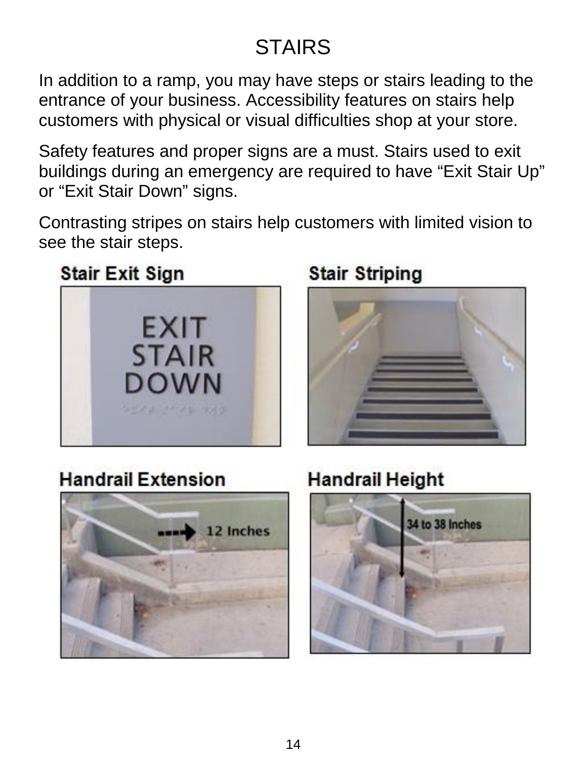# STAIRS

In addition to a ramp, you may have steps or stairs leading to the entrance of your business. Accessibility features on stairs help customers with physical or visual difficulties shop at your store.

Safety features and proper signs are a must. Stairs used to exit buildings during an emergency are required to have “Exit Stair Up” or “Exit Stair Down” signs.

Contrasting stripes on stairs help customers with limited vision to see the stair steps.

**Stair Exit Sign**

**Stair Striping**

**Handrail Extension**

**Handrail Height**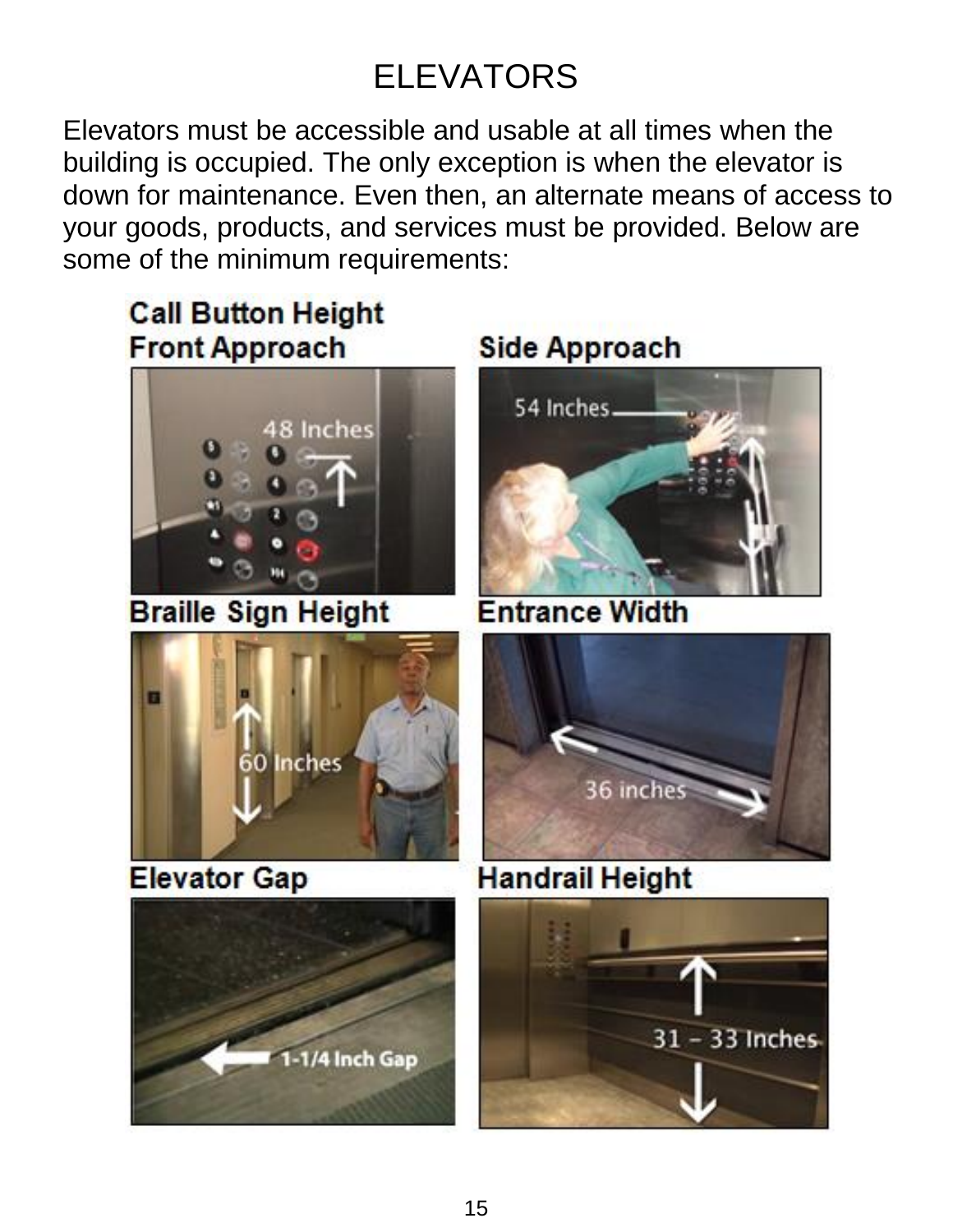# ELEVATORS

Elevators must be accessible and usable at all times when the building is occupied. The only exception is when the elevator is down for maintenance. Even then, an alternate means of access to your goods, products, and services must be provided. Below are some of the minimum requirements:

**Call Button Height**

**Front Approach**

48 Inches

**Side Approach**

54 Inches

**Braille Sign Height**

60 Inches

**Entrance Width**

36 inches

**Elevator Gap**

1-1/4 Inch Gap

**Handrail Height**

31 – 33 Inches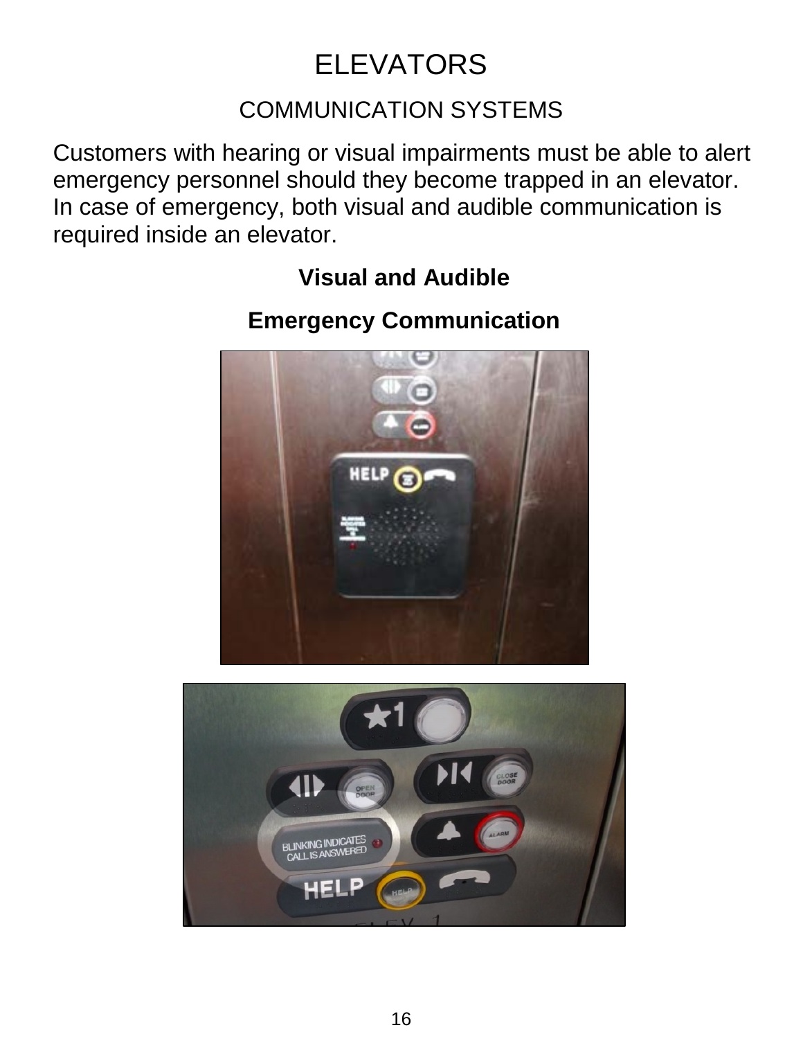# ELEVATORS

## COMMUNICATION SYSTEMS

Customers with hearing or visual impairments must be able to alert emergency personnel should they become trapped in an elevator. In case of emergency, both visual and audible communication is required inside an elevator.

**Visual and Audible**

**Emergency Communication**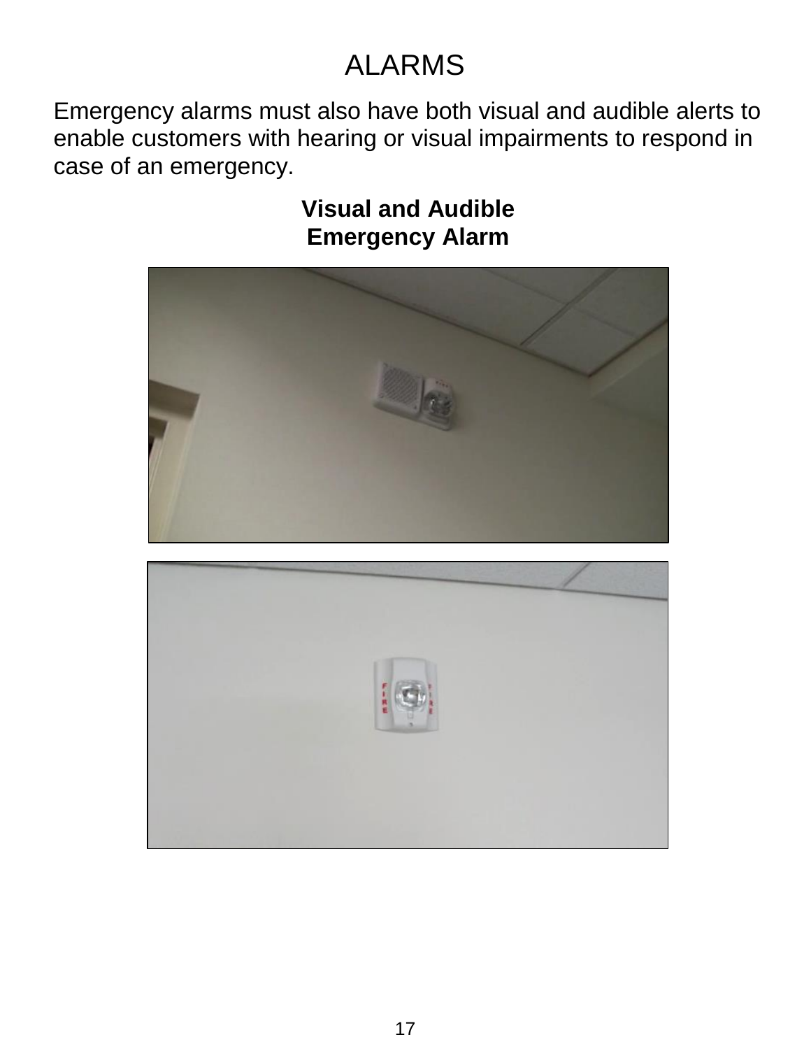# ALARMS

Emergency alarms must also have both visual and audible alerts to enable customers with hearing or visual impairments to respond in case of an emergency.

**Visual and Audible Emergency Alarm**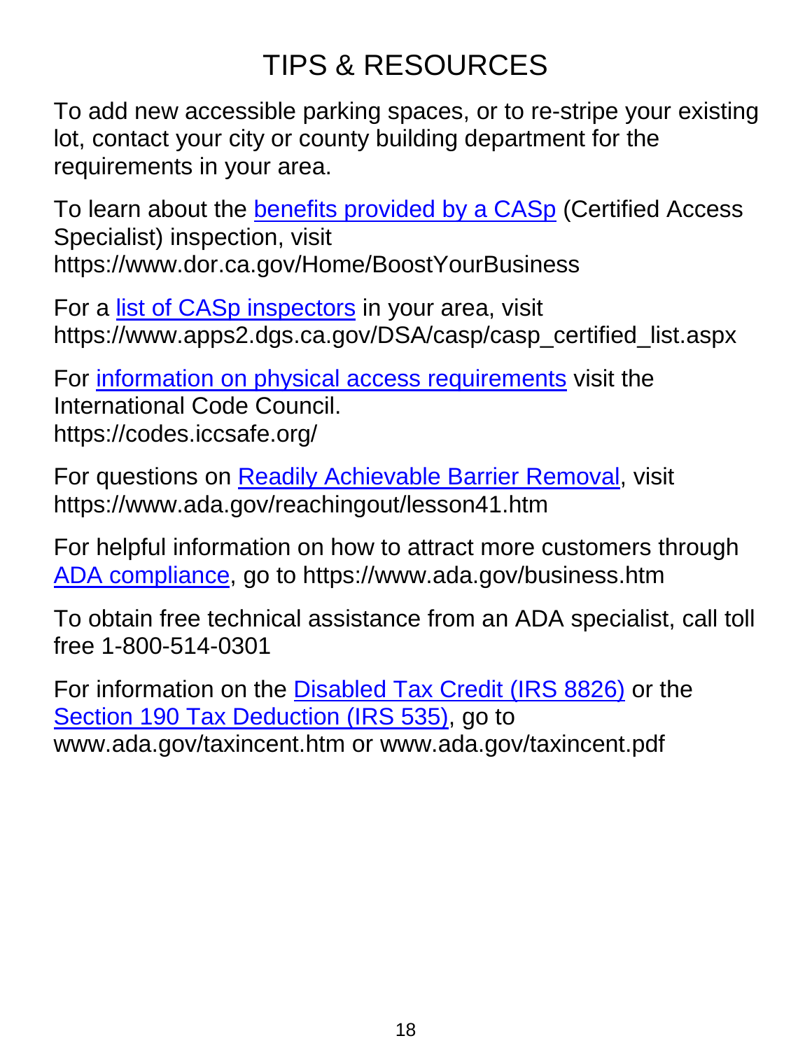# TIPS & RESOURCES

To add new accessible parking spaces, or to re-stripe your existing lot, contact your city or county building department for the requirements in your area.

To learn about the benefits provided by a CASp (Certified Access Specialist) inspection, visit https://www.dor.ca.gov/Home/BoostYourBusiness

For a list of CASp inspectors in your area, visit https://www.apps2.dgs.ca.gov/DSA/casp/casp_certified_list.aspx

For information on physical access requirements visit the International Code Council. https://codes.iccsafe.org/

For questions on Readily Achievable Barrier Removal, visit https://www.ada.gov/reachingout/lesson41.htm

For helpful information on how to attract more customers through ADA compliance, go to https://www.ada.gov/business.htm

To obtain free technical assistance from an ADA specialist, call toll free 1-800-514-0301

For information on the Disabled Tax Credit (IRS 8826) or the Section 190 Tax Deduction (IRS 535), go to www.ada.gov/taxincent.htm or www.ada.gov/taxincent.pdf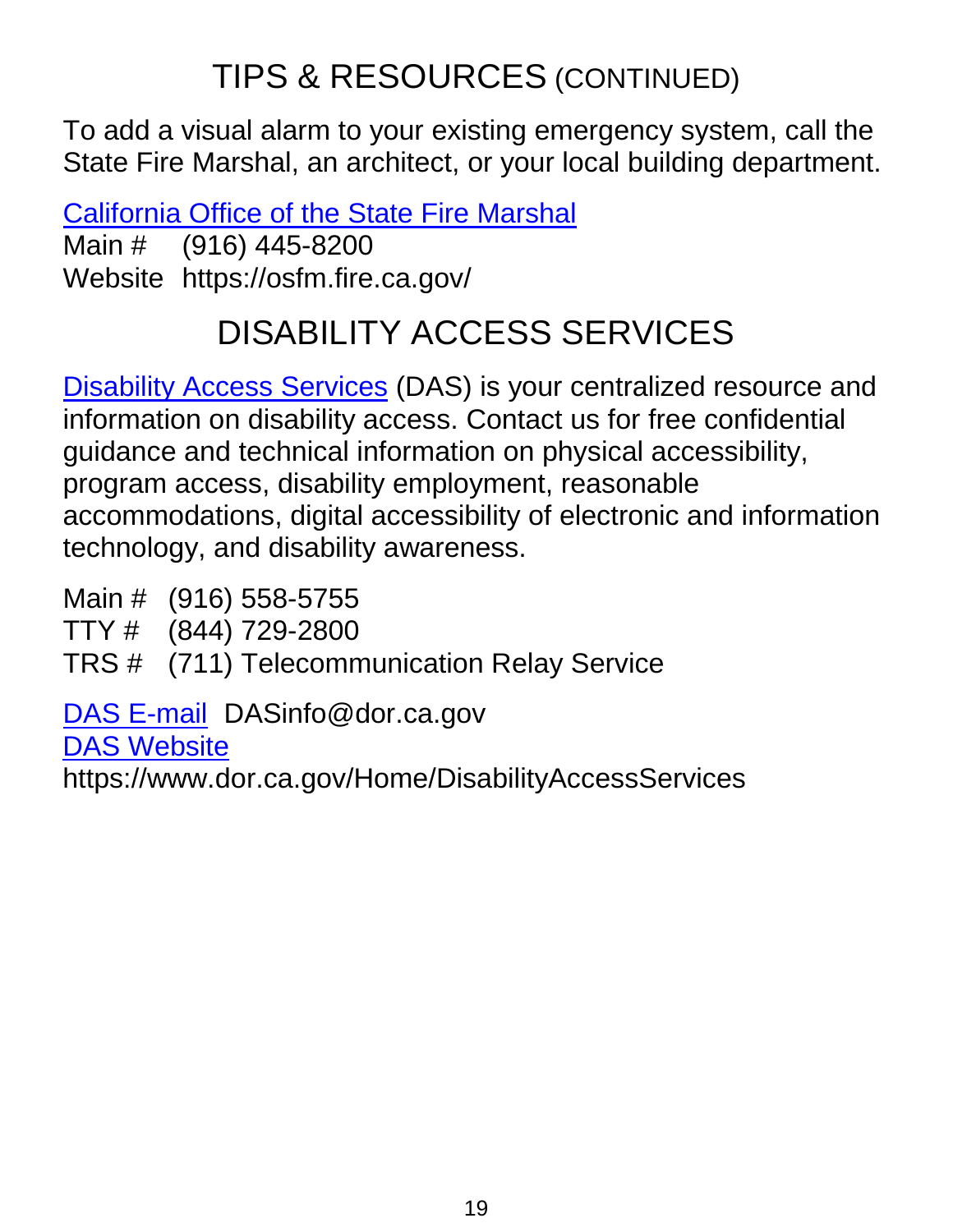## TIPS & RESOURCES (CONTINUED)

To add a visual alarm to your existing emergency system, call the State Fire Marshal, an architect, or your local building department.

California Office of the State Fire Marshal
Main # (916) 445-8200
Website https://osfm.fire.ca.gov/

## DISABILITY ACCESS SERVICES

Disability Access Services (DAS) is your centralized resource and information on disability access. Contact us for free confidential guidance and technical information on physical accessibility, program access, disability employment, reasonable accommodations, digital accessibility of electronic and information technology, and disability awareness.

Main # (916) 558-5755
TTY # (844) 729-2800
TRS # (711) Telecommunication Relay Service

DAS E-mail DASinfo@dor.ca.gov
DAS Website
https://www.dor.ca.gov/Home/DisabilityAccessServices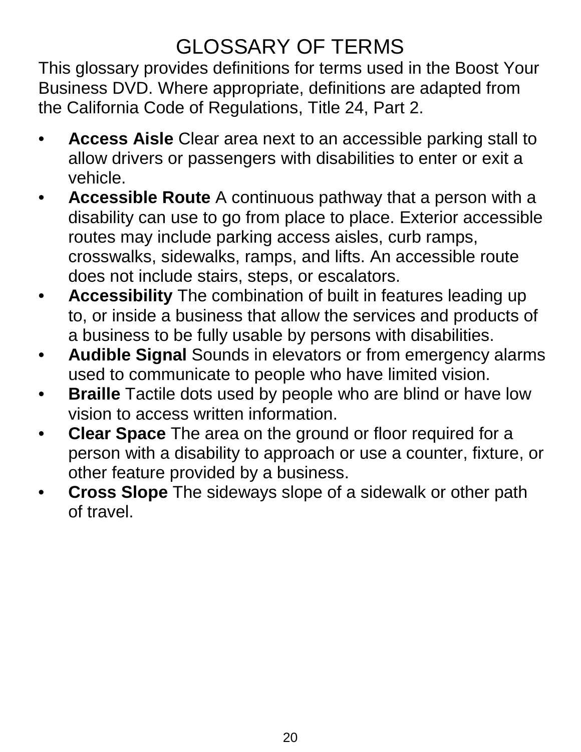# GLOSSARY OF TERMS

This glossary provides definitions for terms used in the Boost Your Business DVD. Where appropriate, definitions are adapted from the California Code of Regulations, Title 24, Part 2.

- **Access Aisle** Clear area next to an accessible parking stall to allow drivers or passengers with disabilities to enter or exit a vehicle.
- **Accessible Route** A continuous pathway that a person with a disability can use to go from place to place. Exterior accessible routes may include parking access aisles, curb ramps, crosswalks, sidewalks, ramps, and lifts. An accessible route does not include stairs, steps, or escalators.
- **Accessibility** The combination of built in features leading up to, or inside a business that allow the services and products of a business to be fully usable by persons with disabilities.
- **Audible Signal** Sounds in elevators or from emergency alarms used to communicate to people who have limited vision.
- **Braille** Tactile dots used by people who are blind or have low vision to access written information.
- **Clear Space** The area on the ground or floor required for a person with a disability to approach or use a counter, fixture, or other feature provided by a business.
- **Cross Slope** The sideways slope of a sidewalk or other path of travel.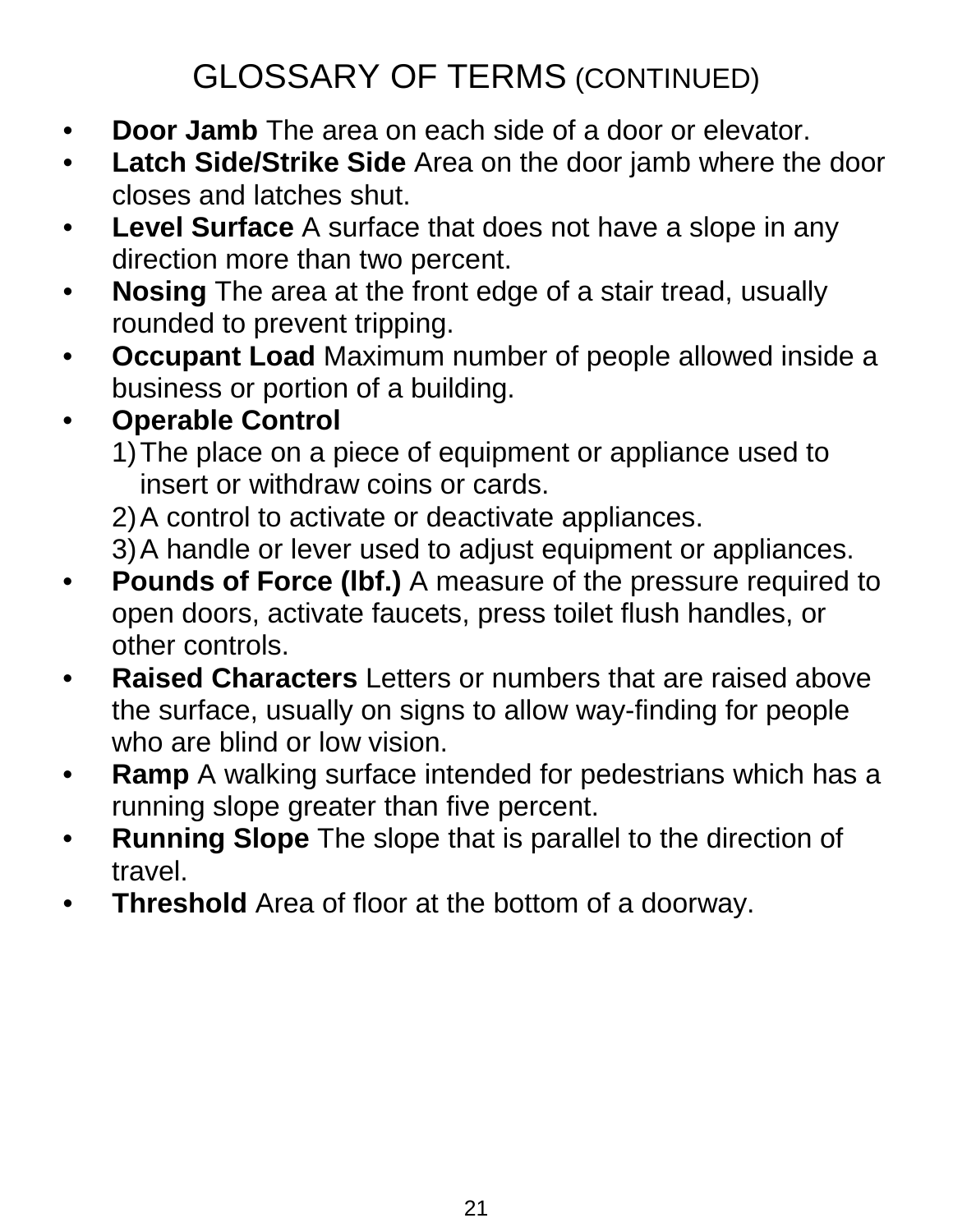# GLOSSARY OF TERMS (CONTINUED)

- **Door Jamb** The area on each side of a door or elevator.
- **Latch Side/Strike Side** Area on the door jamb where the door closes and latches shut.
- **Level Surface** A surface that does not have a slope in any direction more than two percent.
- **Nosing** The area at the front edge of a stair tread, usually rounded to prevent tripping.
- **Occupant Load** Maximum number of people allowed inside a business or portion of a building.
- **Operable Control**
  1) The place on a piece of equipment or appliance used to insert or withdraw coins or cards.
  2) A control to activate or deactivate appliances.
  3) A handle or lever used to adjust equipment or appliances.
- **Pounds of Force (lbf.)** A measure of the pressure required to open doors, activate faucets, press toilet flush handles, or other controls.
- **Raised Characters** Letters or numbers that are raised above the surface, usually on signs to allow way-finding for people who are blind or low vision.
- **Ramp** A walking surface intended for pedestrians which has a running slope greater than five percent.
- **Running Slope** The slope that is parallel to the direction of travel.
- **Threshold** Area of floor at the bottom of a doorway.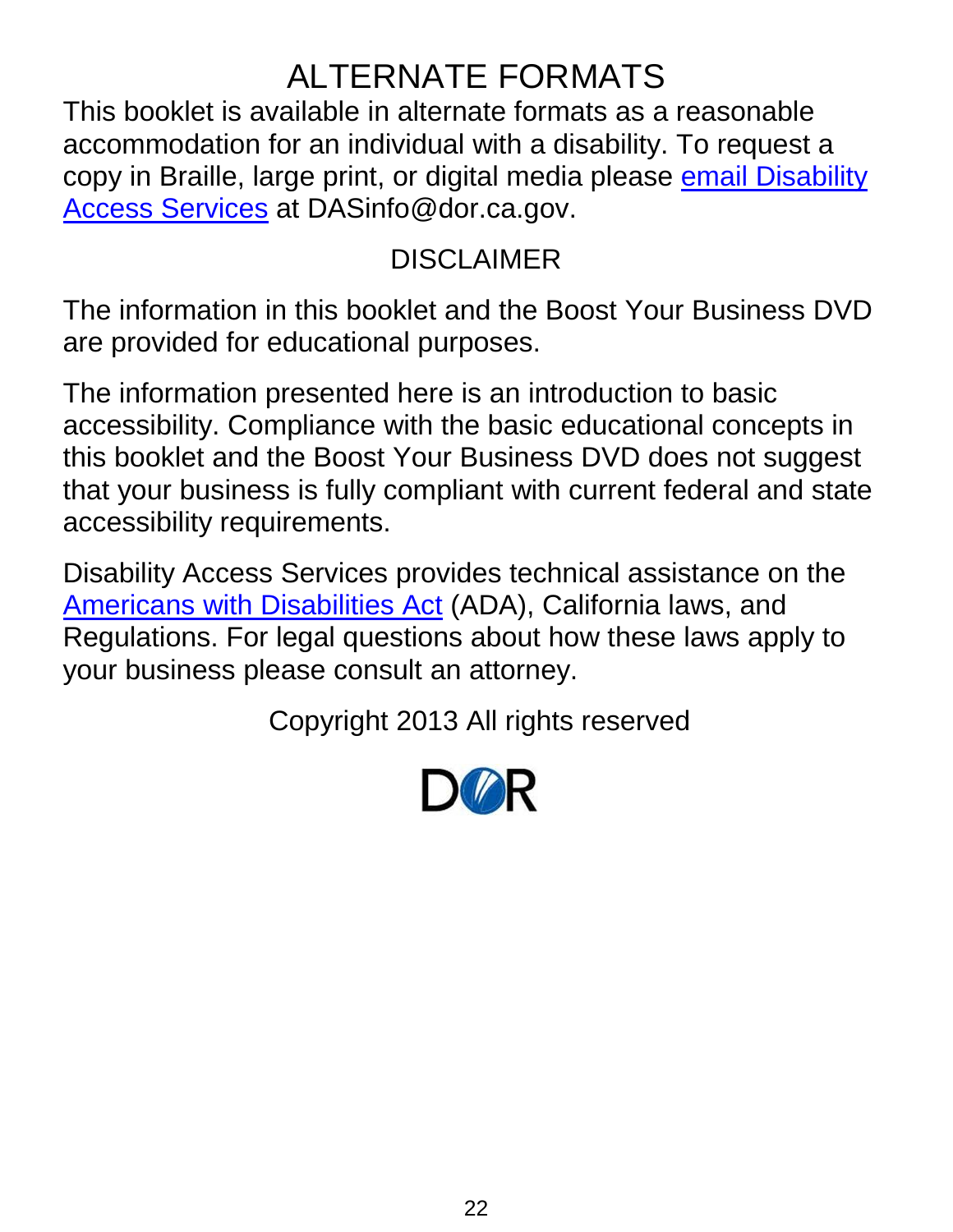# ALTERNATE FORMATS

This booklet is available in alternate formats as a reasonable accommodation for an individual with a disability. To request a copy in Braille, large print, or digital media please email Disability Access Services at DASinfo@dor.ca.gov.

## DISCLAIMER

The information in this booklet and the Boost Your Business DVD are provided for educational purposes.

The information presented here is an introduction to basic accessibility. Compliance with the basic educational concepts in this booklet and the Boost Your Business DVD does not suggest that your business is fully compliant with current federal and state accessibility requirements.

Disability Access Services provides technical assistance on the Americans with Disabilities Act (ADA), California laws, and Regulations. For legal questions about how these laws apply to your business please consult an attorney.

Copyright 2013 All rights reserved

DOR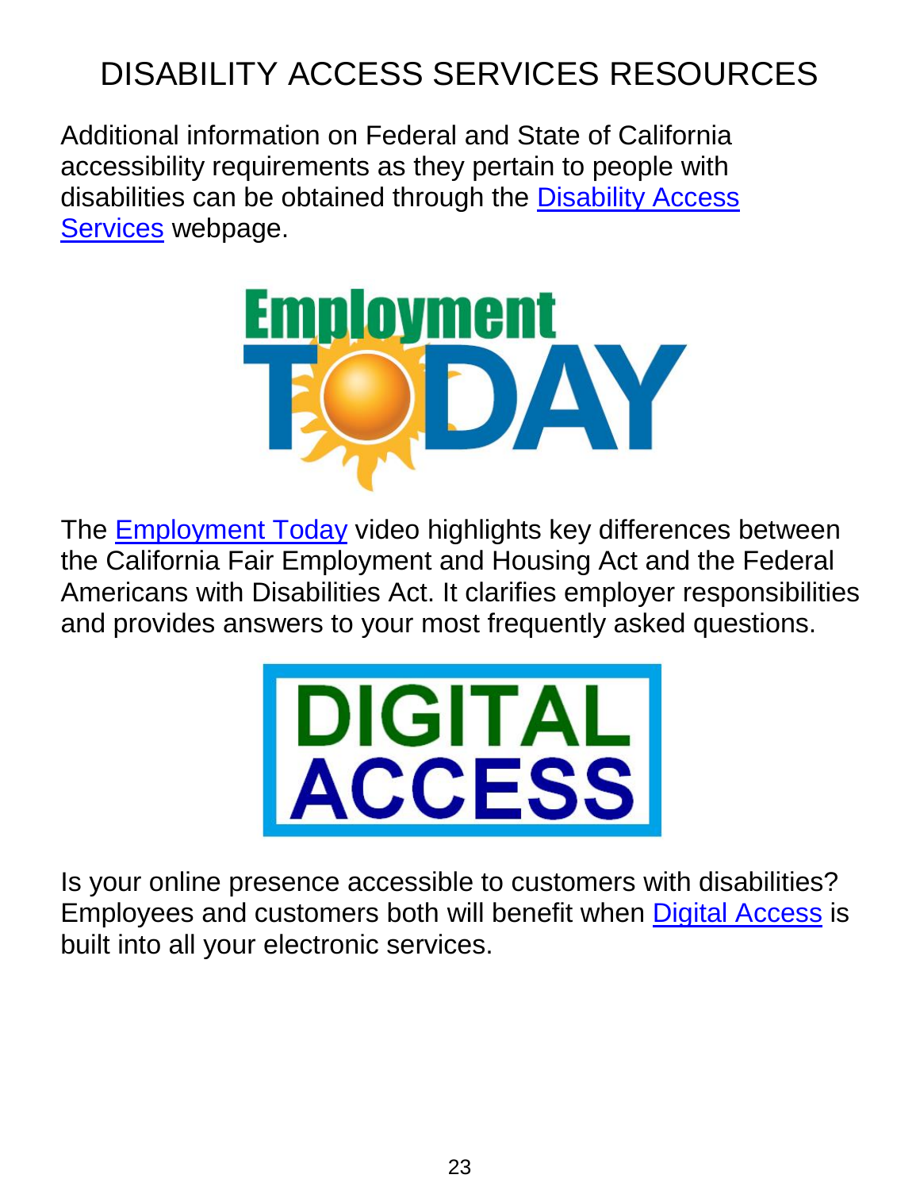# DISABILITY ACCESS SERVICES RESOURCES

Additional information on Federal and State of California accessibility requirements as they pertain to people with disabilities can be obtained through the Disability Access Services webpage.

The Employment Today video highlights key differences between the California Fair Employment and Housing Act and the Federal Americans with Disabilities Act. It clarifies employer responsibilities and provides answers to your most frequently asked questions.

Is your online presence accessible to customers with disabilities? Employees and customers both will benefit when Digital Access is built into all your electronic services.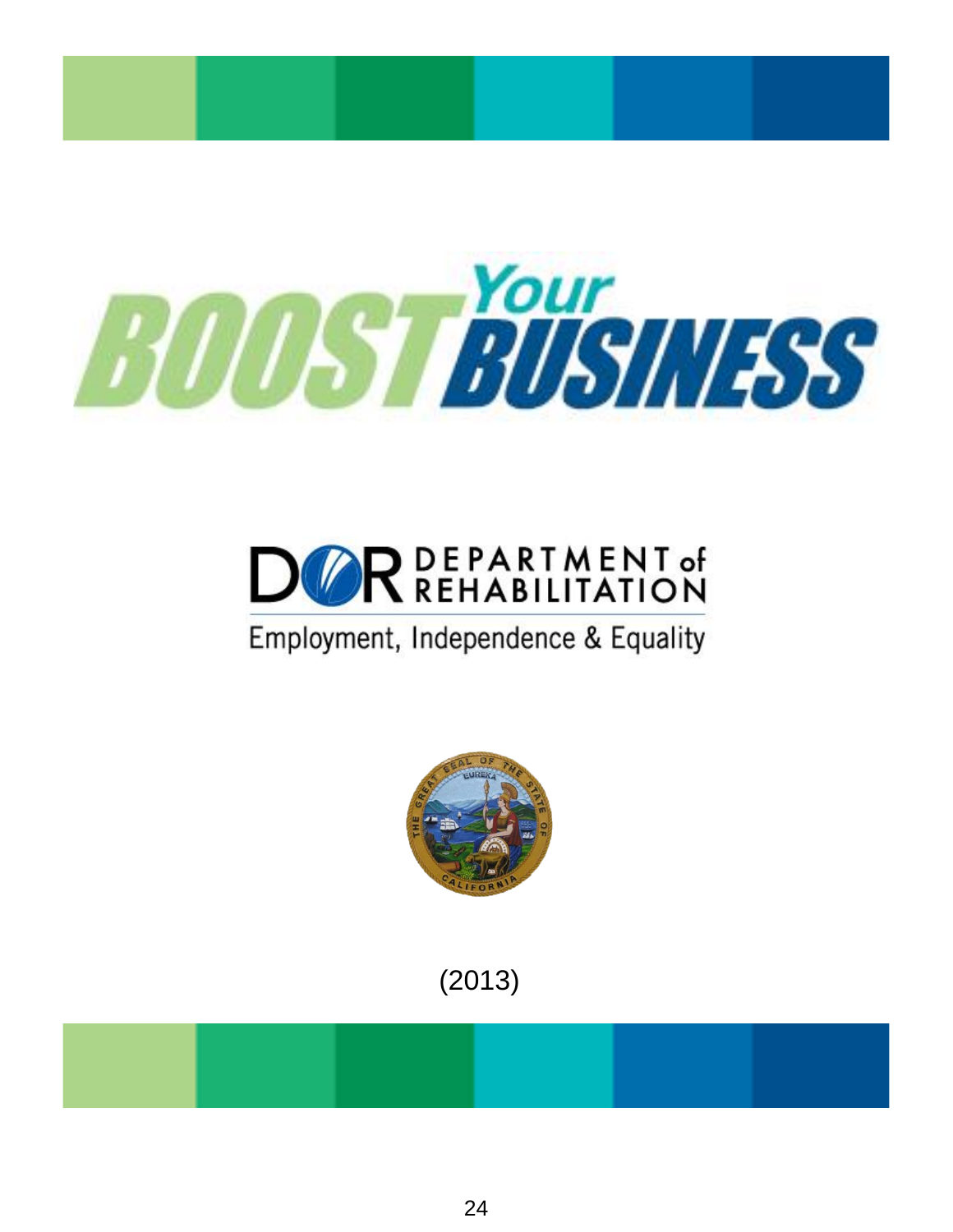# BOOST Your BUSINESS

DEPARTMENT of REHABILITATION

Employment, Independence & Equality

(2013)